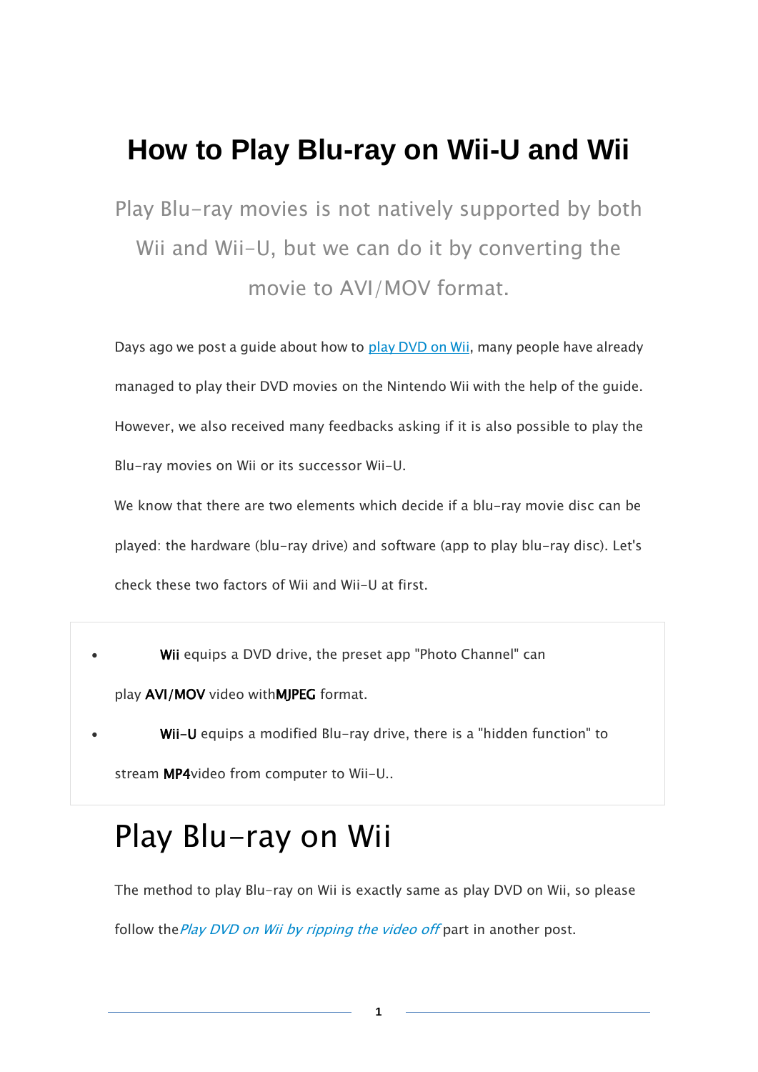# How to Play Blu-ray on Wii-U and Wii

Play Blu-ray movies is not natively supported by both Wii and Wii-U, but we can do it by converting the movie to AVI/MOV format.

Days ago we post a guide about how to [play DVD on Wii](), many people have already managed to play their DVD movies on the Nintendo Wii with the help of the guide. However, we also received many feedbacks asking if it is also possible to play the Blu-ray movies on Wii or its successor Wii-U.

We know that there are two elements which decide if a blu-ray movie disc can be played: the hardware (blu-ray drive) and software (app to play blu-ray disc). Let's check these two factors of Wii and Wii-U at first.

- **Wii** equips a DVD drive, the preset app "Photo Channel" can play **AVI**/**MOV** video with**MJPEG** format.
- **Wii-U** equips a modified Blu-ray drive, there is a "hidden function" to stream **MP4**video from computer to Wii-U..

## Play Blu-ray on Wii

The method to play Blu-ray on Wii is exactly same as play DVD on Wii, so please follow the*Play DVD on Wii by ripping the video off* part in another post.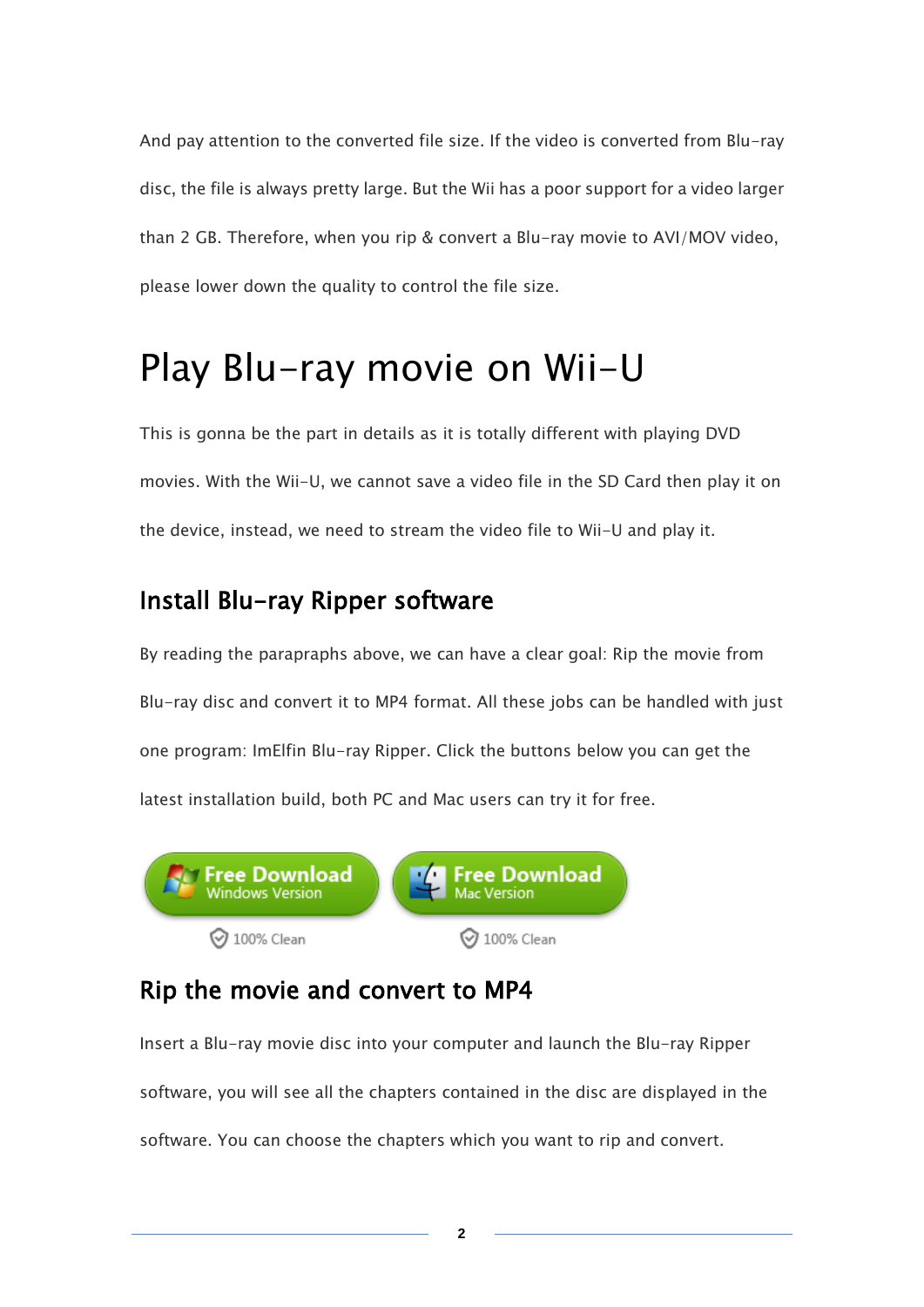And pay attention to the converted file size. If the video is converted from Blu-ray disc, the file is always pretty large. But the Wii has a poor support for a video larger than 2 GB. Therefore, when you rip & convert a Blu-ray movie to AVI/MOV video, please lower down the quality to control the file size.

# Play Blu-ray movie on Wii-U

This is gonna be the part in details as it is totally different with playing DVD movies. With the Wii-U, we cannot save a video file in the SD Card then play it on the device, instead, we need to stream the video file to Wii-U and play it.

## Install Blu-ray Ripper software

By reading the parapraphs above, we can have a clear goal: Rip the movie from Blu-ray disc and convert it to MP4 format. All these jobs can be handled with just one program: ImElfin Blu-ray Ripper. Click the buttons below you can get the latest installation build, both PC and Mac users can try it for free.

Free Download Windows Version

100% Clean

Free Download Mac Version

100% Clean

## Rip the movie and convert to MP4

Insert a Blu-ray movie disc into your computer and launch the Blu-ray Ripper software, you will see all the chapters contained in the disc are displayed in the software. You can choose the chapters which you want to rip and convert.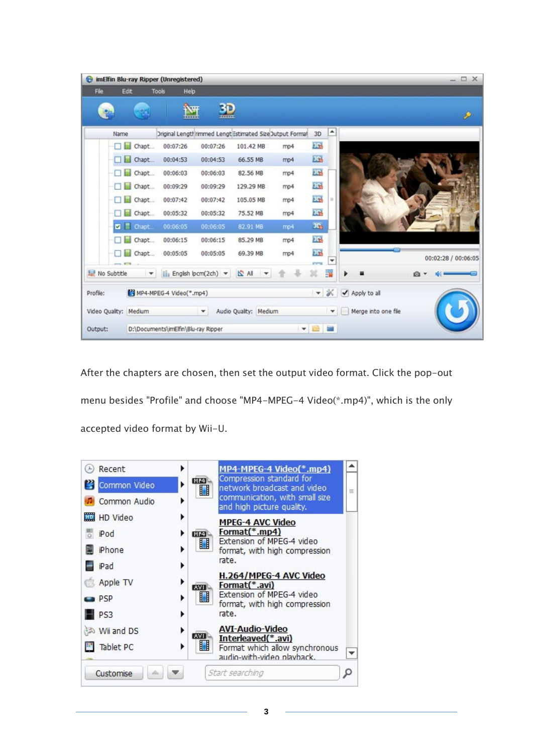After the chapters are chosen, then set the output video format. Click the pop-out menu besides "Profile" and choose "MP4-MPEG-4 Video(*.mp4)", which is the only accepted video format by Wii-U.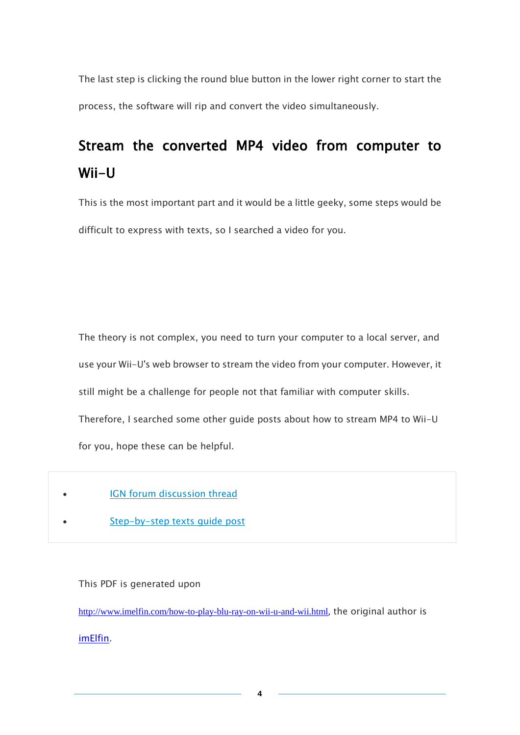The last step is clicking the round blue button in the lower right corner to start the process, the software will rip and convert the video simultaneously.

## Stream the converted MP4 video from computer to Wii-U

This is the most important part and it would be a little geeky, some steps would be difficult to express with texts, so I searched a video for you.

The theory is not complex, you need to turn your computer to a local server, and use your Wii-U's web browser to stream the video from your computer. However, it still might be a challenge for people not that familiar with computer skills. Therefore, I searched some other guide posts about how to stream MP4 to Wii-U for you, hope these can be helpful.

- IGN forum discussion thread
- Step-by-step texts guide post

This PDF is generated upon http://www.imelfin.com/how-to-play-blu-ray-on-wii-u-and-wii.html, the original author is imElfin.